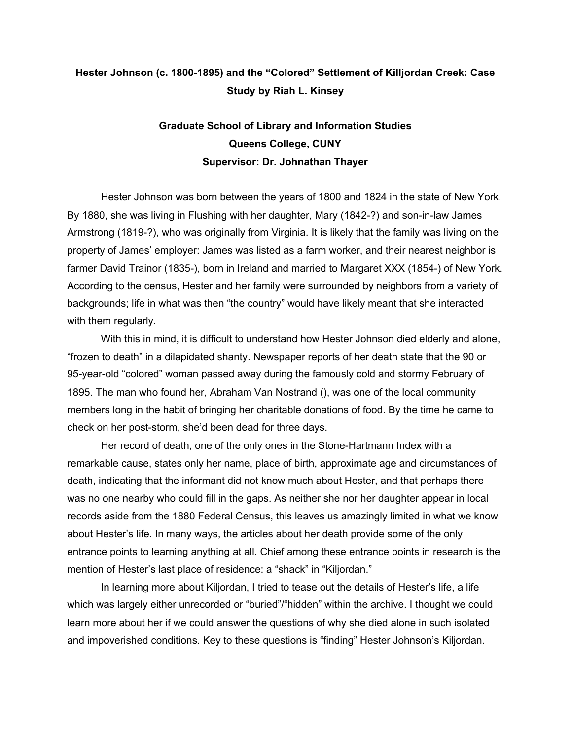# Hester Johnson (c. 1800-1895) and the "Colored" Settlement of Killjordan Creek: Case Study by Riah L. Kinsey

**Graduate School of Library and Information Studies**
**Queens College, CUNY**
**Supervisor: Dr. Johnathan Thayer**

Hester Johnson was born between the years of 1800 and 1824 in the state of New York. By 1880, she was living in Flushing with her daughter, Mary (1842-?) and son-in-law James Armstrong (1819-?), who was originally from Virginia. It is likely that the family was living on the property of James' employer: James was listed as a farm worker, and their nearest neighbor is farmer David Trainor (1835-), born in Ireland and married to Margaret XXX (1854-) of New York. According to the census, Hester and her family were surrounded by neighbors from a variety of backgrounds; life in what was then "the country" would have likely meant that she interacted with them regularly.

With this in mind, it is difficult to understand how Hester Johnson died elderly and alone, "frozen to death" in a dilapidated shanty. Newspaper reports of her death state that the 90 or 95-year-old "colored" woman passed away during the famously cold and stormy February of 1895. The man who found her, Abraham Van Nostrand (), was one of the local community members long in the habit of bringing her charitable donations of food. By the time he came to check on her post-storm, she'd been dead for three days.

Her record of death, one of the only ones in the Stone-Hartmann Index with a remarkable cause, states only her name, place of birth, approximate age and circumstances of death, indicating that the informant did not know much about Hester, and that perhaps there was no one nearby who could fill in the gaps. As neither she nor her daughter appear in local records aside from the 1880 Federal Census, this leaves us amazingly limited in what we know about Hester's life. In many ways, the articles about her death provide some of the only entrance points to learning anything at all. Chief among these entrance points in research is the mention of Hester's last place of residence: a "shack" in "Kiljordan."

In learning more about Kiljordan, I tried to tease out the details of Hester's life, a life which was largely either unrecorded or "buried"/"hidden" within the archive. I thought we could learn more about her if we could answer the questions of why she died alone in such isolated and impoverished conditions. Key to these questions is "finding" Hester Johnson's Kiljordan.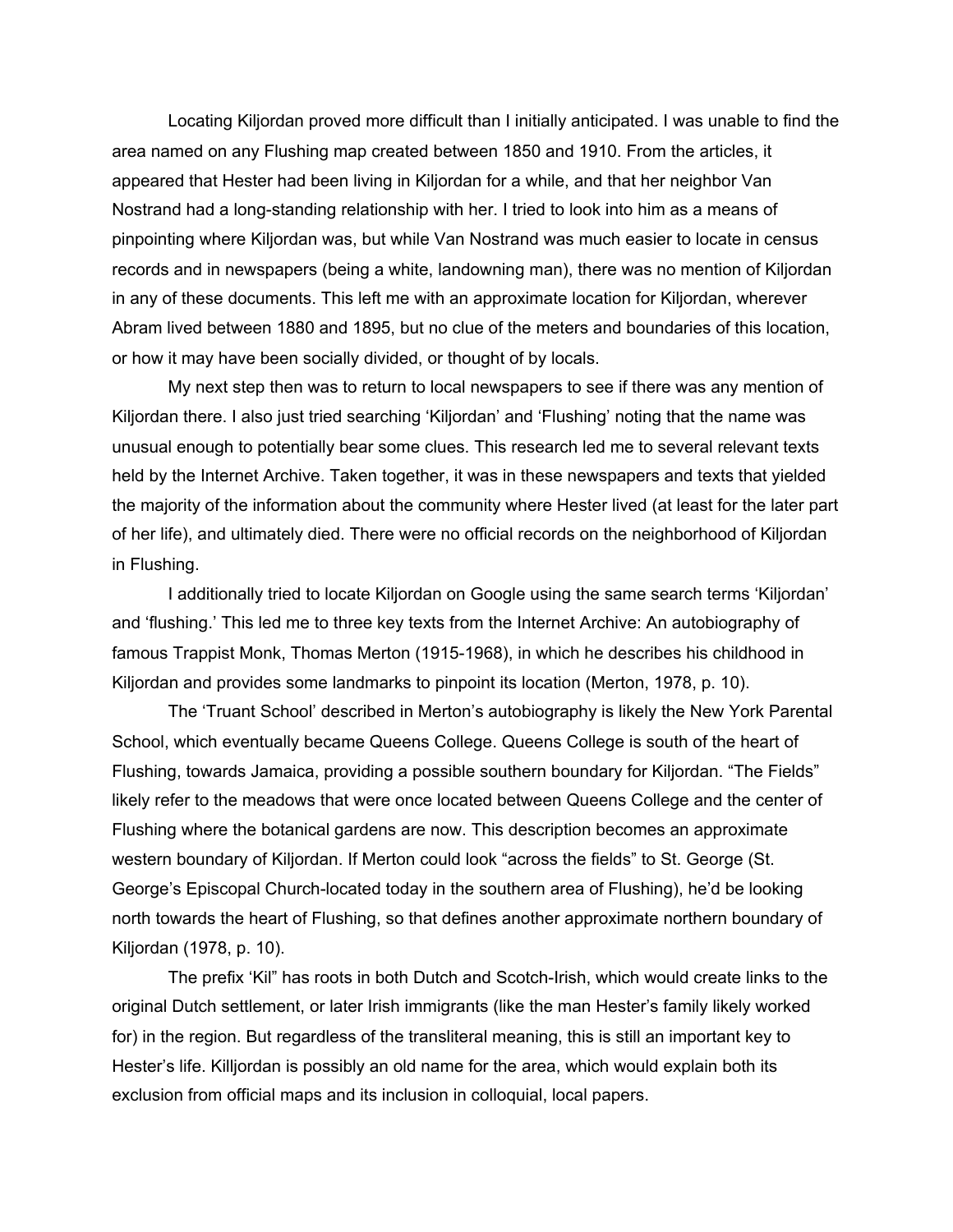Locating Kiljordan proved more difficult than I initially anticipated. I was unable to find the area named on any Flushing map created between 1850 and 1910. From the articles, it appeared that Hester had been living in Kiljordan for a while, and that her neighbor Van Nostrand had a long-standing relationship with her. I tried to look into him as a means of pinpointing where Kiljordan was, but while Van Nostrand was much easier to locate in census records and in newspapers (being a white, landowning man), there was no mention of Kiljordan in any of these documents. This left me with an approximate location for Kiljordan, wherever Abram lived between 1880 and 1895, but no clue of the meters and boundaries of this location, or how it may have been socially divided, or thought of by locals.

My next step then was to return to local newspapers to see if there was any mention of Kiljordan there. I also just tried searching 'Kiljordan' and 'Flushing' noting that the name was unusual enough to potentially bear some clues. This research led me to several relevant texts held by the Internet Archive. Taken together, it was in these newspapers and texts that yielded the majority of the information about the community where Hester lived (at least for the later part of her life), and ultimately died. There were no official records on the neighborhood of Kiljordan in Flushing.

I additionally tried to locate Kiljordan on Google using the same search terms 'Kiljordan' and 'flushing.' This led me to three key texts from the Internet Archive: An autobiography of famous Trappist Monk, Thomas Merton (1915-1968), in which he describes his childhood in Kiljordan and provides some landmarks to pinpoint its location (Merton, 1978, p. 10).

The 'Truant School' described in Merton's autobiography is likely the New York Parental School, which eventually became Queens College. Queens College is south of the heart of Flushing, towards Jamaica, providing a possible southern boundary for Kiljordan. "The Fields" likely refer to the meadows that were once located between Queens College and the center of Flushing where the botanical gardens are now. This description becomes an approximate western boundary of Kiljordan. If Merton could look "across the fields" to St. George (St. George's Episcopal Church-located today in the southern area of Flushing), he'd be looking north towards the heart of Flushing, so that defines another approximate northern boundary of Kiljordan (1978, p. 10).

The prefix 'Kil" has roots in both Dutch and Scotch-Irish, which would create links to the original Dutch settlement, or later Irish immigrants (like the man Hester's family likely worked for) in the region. But regardless of the transliteral meaning, this is still an important key to Hester's life. Killjordan is possibly an old name for the area, which would explain both its exclusion from official maps and its inclusion in colloquial, local papers.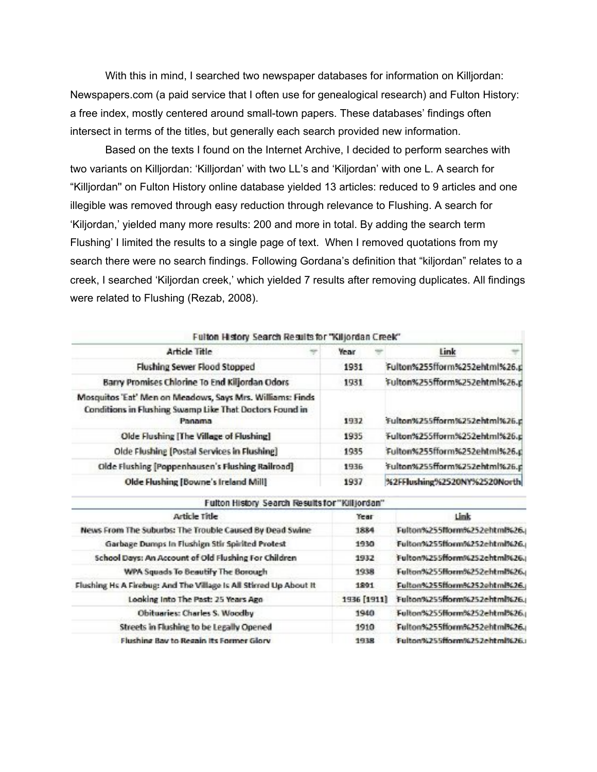With this in mind, I searched two newspaper databases for information on Killjordan: Newspapers.com (a paid service that I often use for genealogical research) and Fulton History: a free index, mostly centered around small-town papers. These databases' findings often intersect in terms of the titles, but generally each search provided new information.

Based on the texts I found on the Internet Archive, I decided to perform searches with two variants on Killjordan: 'Killjordan' with two LL's and 'Kiljordan' with one L. A search for "Killjordan" on Fulton History online database yielded 13 articles: reduced to 9 articles and one illegible was removed through easy reduction through relevance to Flushing. A search for 'Kiljordan,' yielded many more results: 200 and more in total. By adding the search term Flushing' I limited the results to a single page of text. When I removed quotations from my search there were no search findings. Following Gordana's definition that "kiljordan" relates to a creek, I searched 'Kiljordan creek,' which yielded 7 results after removing duplicates. All findings were related to Flushing (Rezab, 2008).

**Fulton History Search Results for "Kiljordan Creek"**

| Article Title | Year | Link |
|---|---|---|
| Flushing Sewer Flood Stopped | 1931 | Fulton%255fform%252ehtml%26.p |
| Barry Promises Chlorine To End Kiljordan Odors | 1931 | Fulton%255fform%252ehtml%26.p |
| Mosquitos 'Eat' Men on Meadows, Says Mrs. Williams: Finds Conditions in Flushing Swamp Like That Doctors Found in Panama | 1932 | Fulton%255fform%252ehtml%26.p |
| Olde Flushing [The Village of Flushing] | 1935 | Fulton%255fform%252ehtml%26.p |
| Olde Flushing [Postal Services in Flushing] | 1935 | Fulton%255fform%252ehtml%26.p |
| Olde Flushing [Poppenhausen's Flushing Railroad] | 1936 | Fulton%255fform%252ehtml%26.p |
| Olde Flushing [Bowne's Ireland Mill] | 1937 | %2FFlushing%2520NY%2520North |

**Fulton History Search Results for "Killjordan"**

| Article Title | Year | Link |
|---|---|---|
| News From The Suburbs: The Trouble Caused By Dead Swine | 1884 | Fulton%255fform%252ehtml%26. |
| Garbage Dumps In Flushign Stir Spirited Protest | 1930 | Fulton%255fform%252ehtml%26. |
| School Days: An Account of Old Flushing For Children | 1932 | Fulton%255fform%252ehtml%26. |
| WPA Squads To Beautify The Borough | 1938 | Fulton%255fform%252ehtml%26. |
| Flushing Hs A Firebug: And The Village Is All Stirred Up About It | 1891 | Fulton%255fform%252ehtml%26. |
| Looking Into The Past: 25 Years Ago | 1936 [1911] | Fulton%255fform%252ehtml%26. |
| Obituaries: Charles S. Woodby | 1940 | Fulton%255fform%252ehtml%26. |
| Streets in Flushing to be Legally Opened | 1910 | Fulton%255fform%252ehtml%26. |
| Flushing Bay to Regain Its Former Glory | 1938 | Fulton%255fform%252ehtml%26. |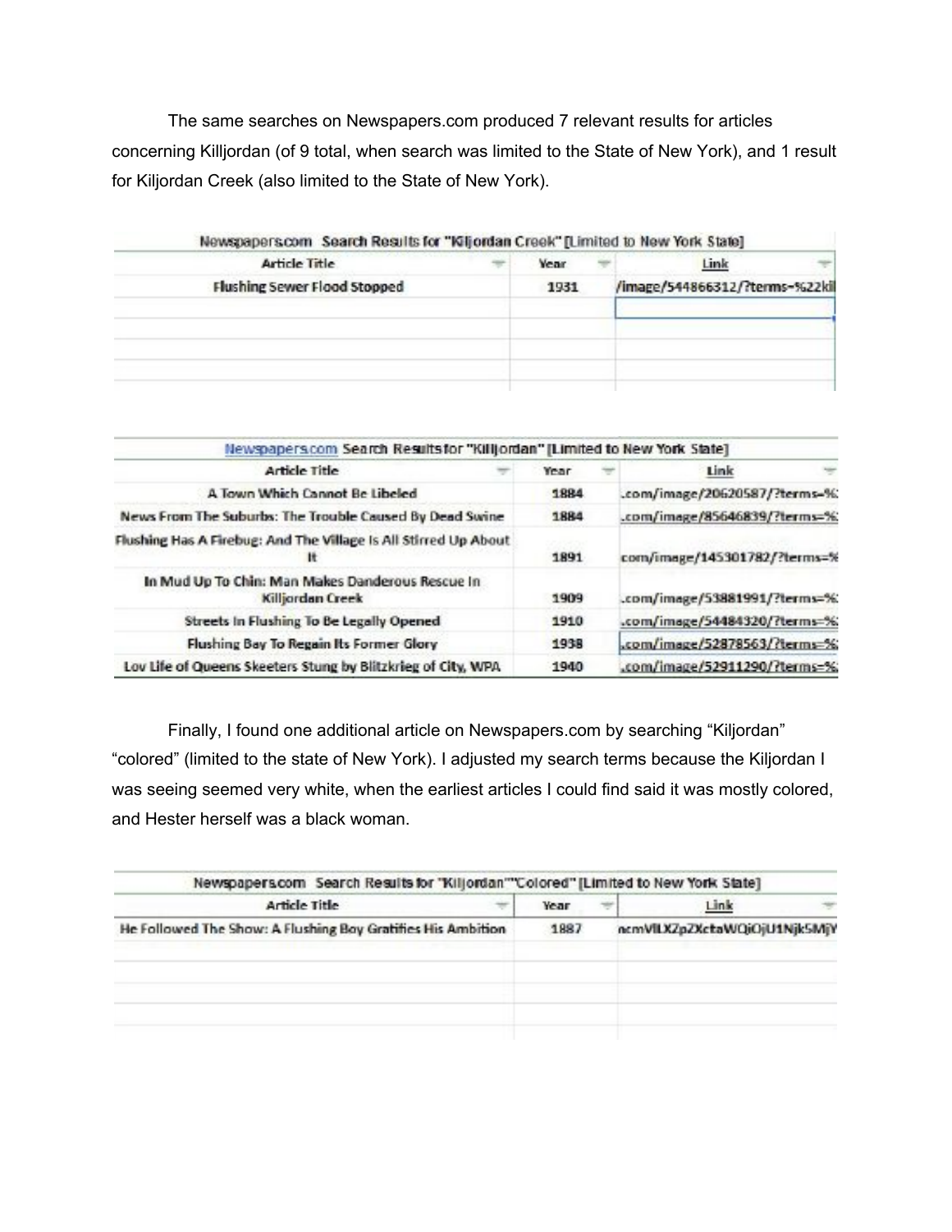The same searches on Newspapers.com produced 7 relevant results for articles concerning Killjordan (of 9 total, when search was limited to the State of New York), and 1 result for Kiljordan Creek (also limited to the State of New York).

| Newspapers.com Search Results for "Kiljordan Creek" [Limited to New York State] | | |
|---|---|---|
| Article Title | Year | Link |
| Flushing Sewer Flood Stopped | 1931 | /image/544866312/?terms=%22kil |

| Newspapers.com Search Results for "Killjordan" [Limited to New York State] | | |
|---|---|---|
| Article Title | Year | Link |
| A Town Which Cannot Be Libeled | 1884 | .com/image/20620587/?terms=%: |
| News From The Suburbs: The Trouble Caused By Dead Swine | 1884 | .com/image/85646839/?terms=%: |
| Flushing Has A Firebug: And The Village Is All Stirred Up About It | 1891 | com/image/145301782/?terms=% |
| In Mud Up To Chin: Man Makes Danderous Rescue In Killjordan Creek | 1909 | .com/image/53881991/?terms=%: |
| Streets In Flushing To Be Legally Opened | 1910 | .com/image/54484320/?terms=%: |
| Flushing Bay To Regain Its Former Glory | 1938 | .com/image/52878563/?terms=%: |
| Lov Life of Queens Skeeters Stung by Blitzkrieg of City, WPA | 1940 | .com/image/52911290/?terms=%: |

Finally, I found one additional article on Newspapers.com by searching "Kiljordan" "colored" (limited to the state of New York). I adjusted my search terms because the Kiljordan I was seeing seemed very white, when the earliest articles I could find said it was mostly colored, and Hester herself was a black woman.

| Newspapers.com Search Results for "Kiljordan""Colored" [Limited to New York State] | | |
|---|---|---|
| Article Title | Year | Link |
| He Followed The Show: A Flushing Boy Gratifies His Ambition | 1887 | ncmVlLX2p2XctaWQiOjU1Njk5MjY |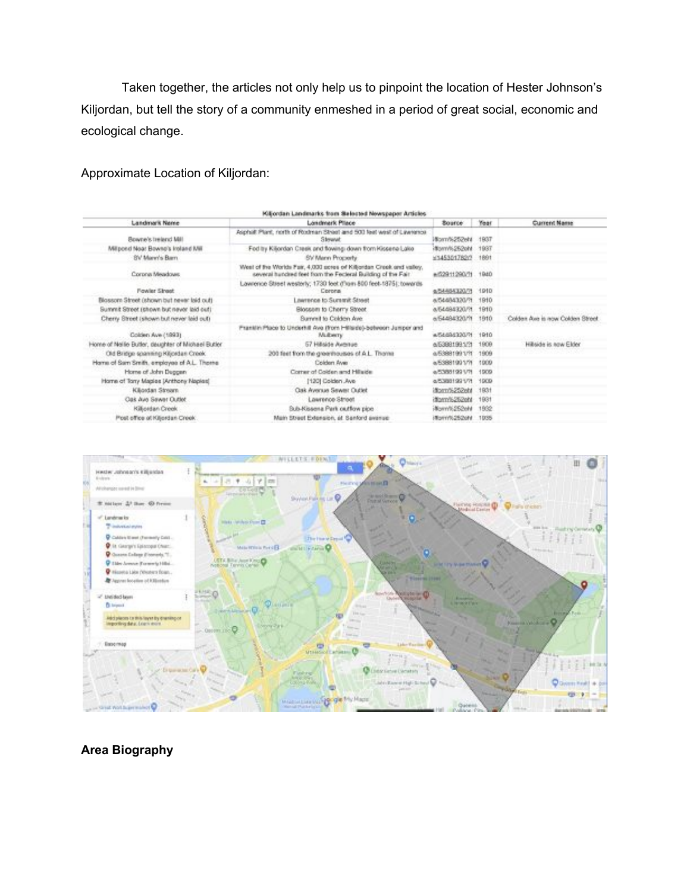Taken together, the articles not only help us to pinpoint the location of Hester Johnson's Kiljordan, but tell the story of a community enmeshed in a period of great social, economic and ecological change.

Approximate Location of Kiljordan:

Kiljordan Landmarks from Selected Newspaper Articles

| Landmark Name | Landmark Place | Source | Year | Current Name |
|---|---|---|---|---|
| Bowne's Ireland Mill | Asphalt Plant, north of Roosevelt Street and 500 feet west of Lawrence Street | ifform%252ehl | 1937 | |
| Millpond Near Bowne's Ireland Mill | Fed by Kiljordan Creek and flowing down from Kissena Lake | ifform%252ehl | 1937 | |
| SV Mann's Barn | SV Mann Property | s1453017827 | 1891 | |
| Corona Meadows | West of the Worlds Fair, 4,000 acres of Kiljordan Creek and valley, several hundred feet from the Federal Building of the Fair | a/52911290/11 | 1940 | |
| Fowler Street | Lawrence Street westerly; 1730 feet (from 800 feet-1875); towards Corona | a/54484320/11 | 1910 | |
| Blossom Street (shown but never laid out) | Lawrence to Summit Street | a/54484320/11 | 1910 | |
| Summit Street (shown but never laid out) | Blossom to Cherry Street | a/54484320/11 | 1910 | |
| Cherry Street (shown but never laid out) | Summit to Colden Ave | a/54484320/11 | 1910 | Colden Ave is now Colden Street |
| Colden Ave (1893) | Franklin Place to Underhill Ave (from Hillside)-between Juniper and Mulberry | a/54484320/11 | 1910 | |
| Home of Nellie Butler, daughter of Michael Butler | 57 Hillside Avenue | a/53881991/11 | 1909 | Hillside is now Elder |
| Old Bridge spanning Kiljordan Creek | 200 feet from the greenhouses of A.L. Thorne | a/53881991/11 | 1909 | |
| Home of Sam Smith, employee of A.L. Thorne | Colden Ave | a/53881991/11 | 1909 | |
| Home of John Duggan | Corner of Colden and Hillside | a/53881991/11 | 1909 | |
| Home of Tony Maples [Anthony Naples] | [120] Colden Ave | a/53881991/11 | 1909 | |
| Kiljordan Stream | Oak Avenue Sewer Outlet | ifform%252ehl | 1931 | |
| Oak Ave Sewer Outlet | Lawrence Street | ifform%252ehl | 1931 | |
| Kiljordan Creek | Sub-Kissena Park outflow pipe | ifform%252ehl | 1932 | |
| Post office at Kiljordan Creek | Main Street Extension, at Sanford avenue | ifform%252ehl | 1935 | |

## Area Biography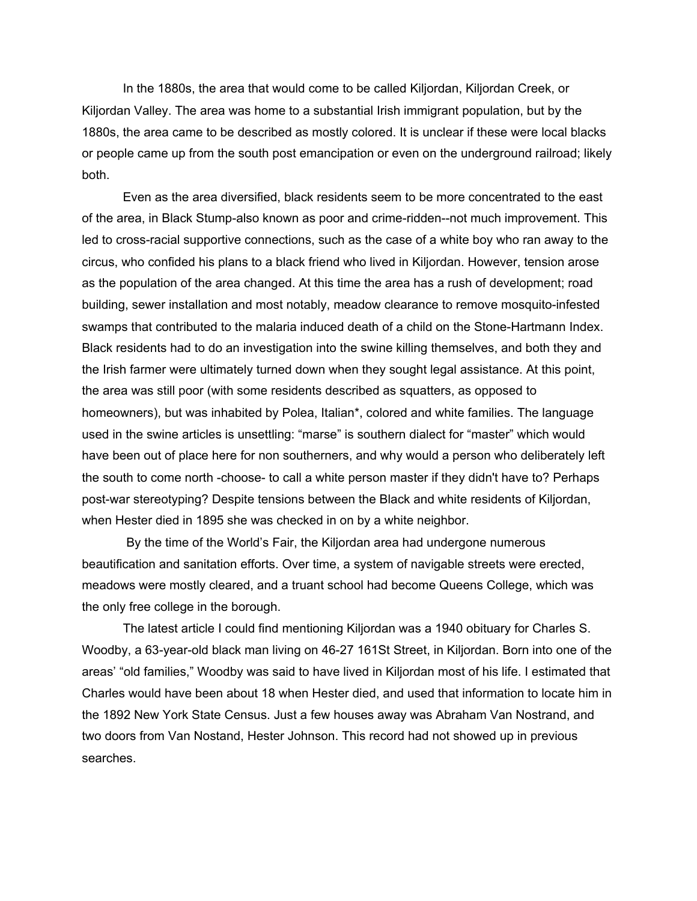In the 1880s, the area that would come to be called Kiljordan, Kiljordan Creek, or Kiljordan Valley. The area was home to a substantial Irish immigrant population, but by the 1880s, the area came to be described as mostly colored. It is unclear if these were local blacks or people came up from the south post emancipation or even on the underground railroad; likely both.

Even as the area diversified, black residents seem to be more concentrated to the east of the area, in Black Stump-also known as poor and crime-ridden--not much improvement. This led to cross-racial supportive connections, such as the case of a white boy who ran away to the circus, who confided his plans to a black friend who lived in Kiljordan. However, tension arose as the population of the area changed. At this time the area has a rush of development; road building, sewer installation and most notably, meadow clearance to remove mosquito-infested swamps that contributed to the malaria induced death of a child on the Stone-Hartmann Index. Black residents had to do an investigation into the swine killing themselves, and both they and the Irish farmer were ultimately turned down when they sought legal assistance. At this point, the area was still poor (with some residents described as squatters, as opposed to homeowners), but was inhabited by Polea, Italian*, colored and white families. The language used in the swine articles is unsettling: "marse" is southern dialect for "master" which would have been out of place here for non southerners, and why would a person who deliberately left the south to come north -choose- to call a white person master if they didn't have to? Perhaps post-war stereotyping? Despite tensions between the Black and white residents of Kiljordan, when Hester died in 1895 she was checked in on by a white neighbor.

By the time of the World's Fair, the Kiljordan area had undergone numerous beautification and sanitation efforts. Over time, a system of navigable streets were erected, meadows were mostly cleared, and a truant school had become Queens College, which was the only free college in the borough.

The latest article I could find mentioning Kiljordan was a 1940 obituary for Charles S. Woodby, a 63-year-old black man living on 46-27 161St Street, in Kiljordan. Born into one of the areas' "old families," Woodby was said to have lived in Kiljordan most of his life. I estimated that Charles would have been about 18 when Hester died, and used that information to locate him in the 1892 New York State Census. Just a few houses away was Abraham Van Nostrand, and two doors from Van Nostand, Hester Johnson. This record had not showed up in previous searches.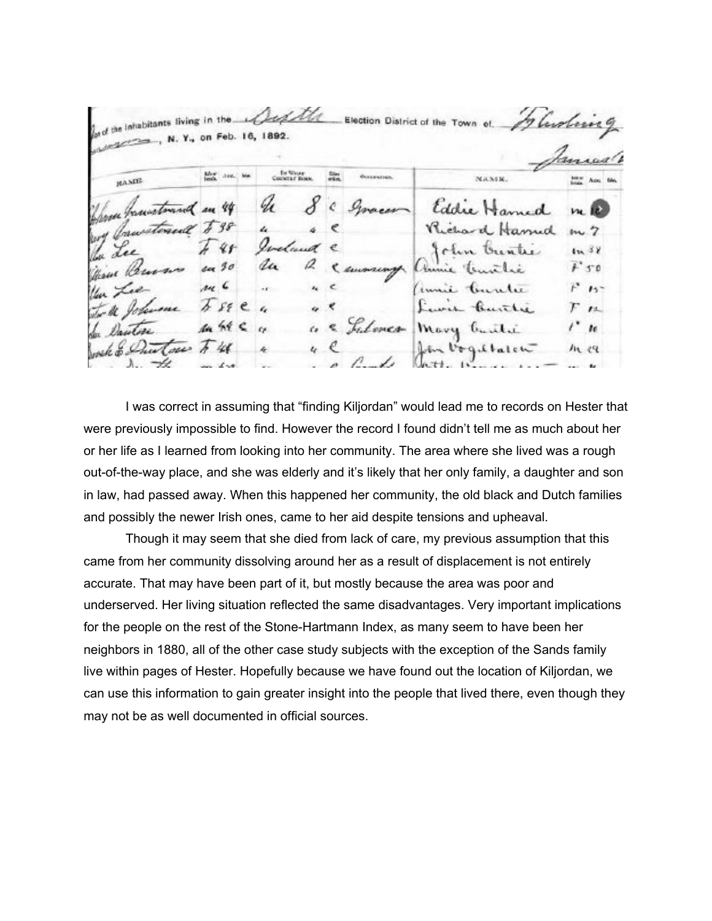I was correct in assuming that "finding Kiljordan" would lead me to records on Hester that were previously impossible to find. However the record I found didn't tell me as much about her or her life as I learned from looking into her community. The area where she lived was a rough out-of-the-way place, and she was elderly and it's likely that her only family, a daughter and son in law, had passed away. When this happened her community, the old black and Dutch families and possibly the newer Irish ones, came to her aid despite tensions and upheaval.

Though it may seem that she died from lack of care, my previous assumption that this came from her community dissolving around her as a result of displacement is not entirely accurate. That may have been part of it, but mostly because the area was poor and underserved. Her living situation reflected the same disadvantages. Very important implications for the people on the rest of the Stone-Hartmann Index, as many seem to have been her neighbors in 1880, all of the other case study subjects with the exception of the Sands family live within pages of Hester. Hopefully because we have found out the location of Kiljordan, we can use this information to gain greater insight into the people that lived there, even though they may not be as well documented in official sources.